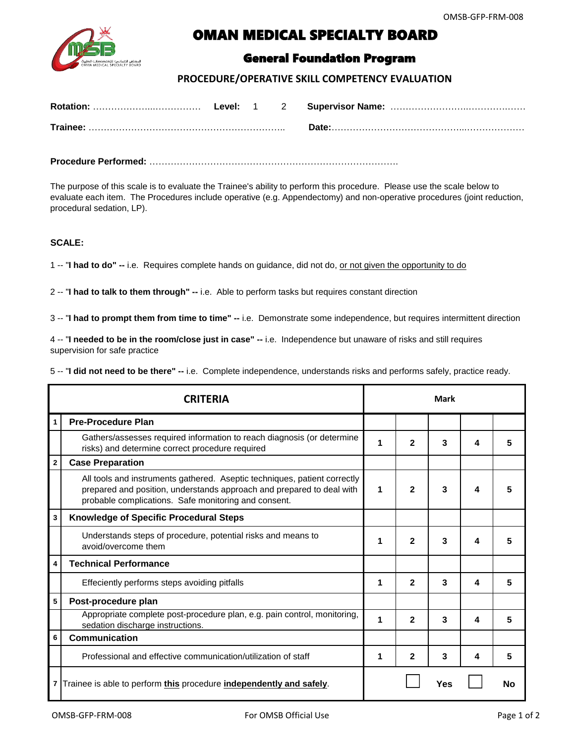# OMAN MEDICAL SPECIALTY BOARD

## General Foundation Program

### PROCEDURE/OPERATIVE SKILL COMPETENCY EVALUATION

**Rotation:** ………………..…………… **Level:** 1 2 **Supervisor Name:** ……………………..……………

**Trainee:** ……………………………………………………….. **Date:**……………………………………...………………

**Procedure Performed:** ……………………………………………………………………….

The purpose of this scale is to evaluate the Trainee's ability to perform this procedure. Please use the scale below to evaluate each item. The Procedures include operative (e.g. Appendectomy) and non-operative procedures (joint reduction, procedural sedation, LP).

**SCALE:**

1 -- "**I had to do" --** i.e. Requires complete hands on guidance, did not do, <u>or not given the opportunity to do</u>

2 -- "**I had to talk to them through" --** i.e. Able to perform tasks but requires constant direction

3 -- "**I had to prompt them from time to time" --** i.e. Demonstrate some independence, but requires intermittent direction

4 -- "**I needed to be in the room/close just in case" --** i.e. Independence but unaware of risks and still requires supervision for safe practice

5 -- "**I did not need to be there" --** i.e. Complete independence, understands risks and performs safely, practice ready.

| | CRITERIA | Mark | | | | |
|---|---|---|---|---|---|---|
| 1 | **Pre-Procedure Plan** | | | | | |
| | Gathers/assesses required information to reach diagnosis (or determine risks) and determine correct procedure required | 1 | 2 | 3 | 4 | 5 |
| 2 | **Case Preparation** | | | | | |
| | All tools and instruments gathered. Aseptic techniques, patient correctly prepared and position, understands approach and prepared to deal with probable complications. Safe monitoring and consent. | 1 | 2 | 3 | 4 | 5 |
| 3 | **Knowledge of Specific Procedural Steps** | | | | | |
| | Understands steps of procedure, potential risks and means to avoid/overcome them | 1 | 2 | 3 | 4 | 5 |
| 4 | **Technical Performance** | | | | | |
| | Effeciently performs steps avoiding pitfalls | 1 | 2 | 3 | 4 | 5 |
| 5 | **Post-procedure plan** | | | | | |
| | Appropriate complete post-procedure plan, e.g. pain control, monitoring, sedation discharge instructions. | 1 | 2 | 3 | 4 | 5 |
| 6 | **Communication** | | | | | |
| | Professional and effective communication/utilization of staff | 1 | 2 | 3 | 4 | 5 |
| 7 | Trainee is able to perform **<u>this</u>** procedure **<u>independently and safely</u>**. | | ☐ | Yes | ☐ | No |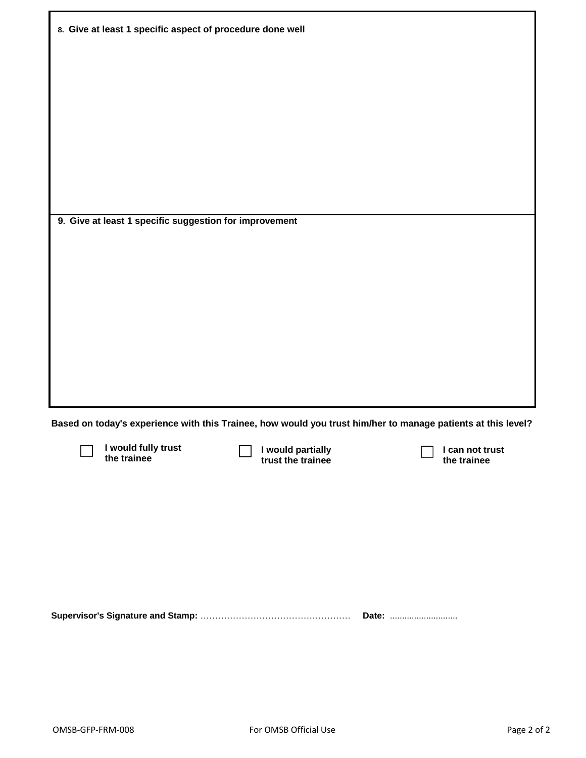**8. Give at least 1 specific aspect of procedure done well**

**9. Give at least 1 specific suggestion for improvement**

**Based on today's experience with this Trainee, how would you trust him/her to manage patients at this level?**

☐ **I would fully trust the trainee** ☐ **I would partially trust the trainee** ☐ **I can not trust the trainee**

**Supervisor's Signature and Stamp:** ……………………………………………… **Date:** ............................

OMSB-GFP-FRM-008 For OMSB Official Use